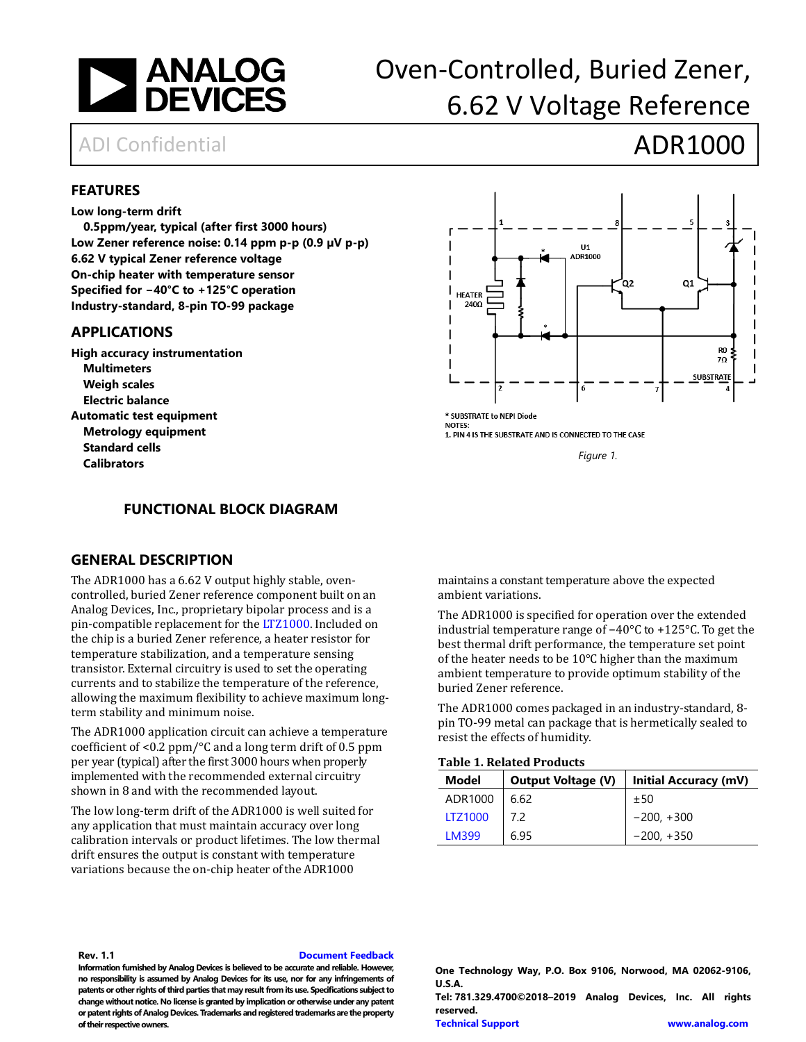# Oven-Controlled, Buried Zener, 6.62 V Voltage Reference

ADI Confidential

# ADR1000

## FEATURES

**Low long-term drift**
- **0.5ppm/year, typical (after first 3000 hours)**

**Low Zener reference noise: 0.14 ppm p-p (0.9 µV p-p)**
**6.62 V typical Zener reference voltage**
**On-chip heater with temperature sensor**
**Specified for −40°C to +125°C operation**
**Industry-standard, 8-pin TO-99 package**

## APPLICATIONS

**High accuracy instrumentation**
- **Multimeters**
- **Weigh scales**
- **Electric balance**

**Automatic test equipment**
- **Metrology equipment**
- **Standard cells**
- **Calibrators**

* SUBSTRATE to NEPI Diode
NOTES:
1. PIN 4 IS THE SUBSTRATE AND IS CONNECTED TO THE CASE

*Figure 1.*

## FUNCTIONAL BLOCK DIAGRAM

## GENERAL DESCRIPTION

The ADR1000 has a 6.62 V output highly stable, oven-controlled, buried Zener reference component built on an Analog Devices, Inc., proprietary bipolar process and is a pin-compatible replacement for the LTZ1000. Included on the chip is a buried Zener reference, a heater resistor for temperature stabilization, and a temperature sensing transistor. External circuitry is used to set the operating currents and to stabilize the temperature of the reference, allowing the maximum flexibility to achieve maximum long-term stability and minimum noise.

The ADR1000 application circuit can achieve a temperature coefficient of <0.2 ppm/°C and a long term drift of 0.5 ppm per year (typical) after the first 3000 hours when properly implemented with the recommended external circuitry shown in 8 and with the recommended layout.

The low long-term drift of the ADR1000 is well suited for any application that must maintain accuracy over long calibration intervals or product lifetimes. The low thermal drift ensures the output is constant with temperature variations because the on-chip heater of the ADR1000 maintains a constant temperature above the expected ambient variations.

The ADR1000 is specified for operation over the extended industrial temperature range of −40°C to +125°C. To get the best thermal drift performance, the temperature set point of the heater needs to be 10°C higher than the maximum ambient temperature to provide optimum stability of the buried Zener reference.

The ADR1000 comes packaged in an industry-standard, 8-pin TO-99 metal can package that is hermetically sealed to resist the effects of humidity.

**Table 1. Related Products**

| Model | Output Voltage (V) | Initial Accuracy (mV) |
|---|---|---|
| ADR1000 | 6.62 | ±50 |
| LTZ1000 | 7.2 | −200, +300 |
| LM399 | 6.95 | −200, +350 |

**Rev. 1.1** Document Feedback

Information furnished by Analog Devices is believed to be accurate and reliable. However, no responsibility is assumed by Analog Devices for its use, nor for any infringements of patents or other rights of third parties that may result from its use. Specifications subject to change without notice. No license is granted by implication or otherwise under any patent or patent rights of Analog Devices. Trademarks and registered trademarks are the property of their respective owners.

One Technology Way, P.O. Box 9106, Norwood, MA 02062-9106, U.S.A.
Tel: 781.329.4700©2018–2019 Analog Devices, Inc. All rights reserved.
Technical Support www.analog.com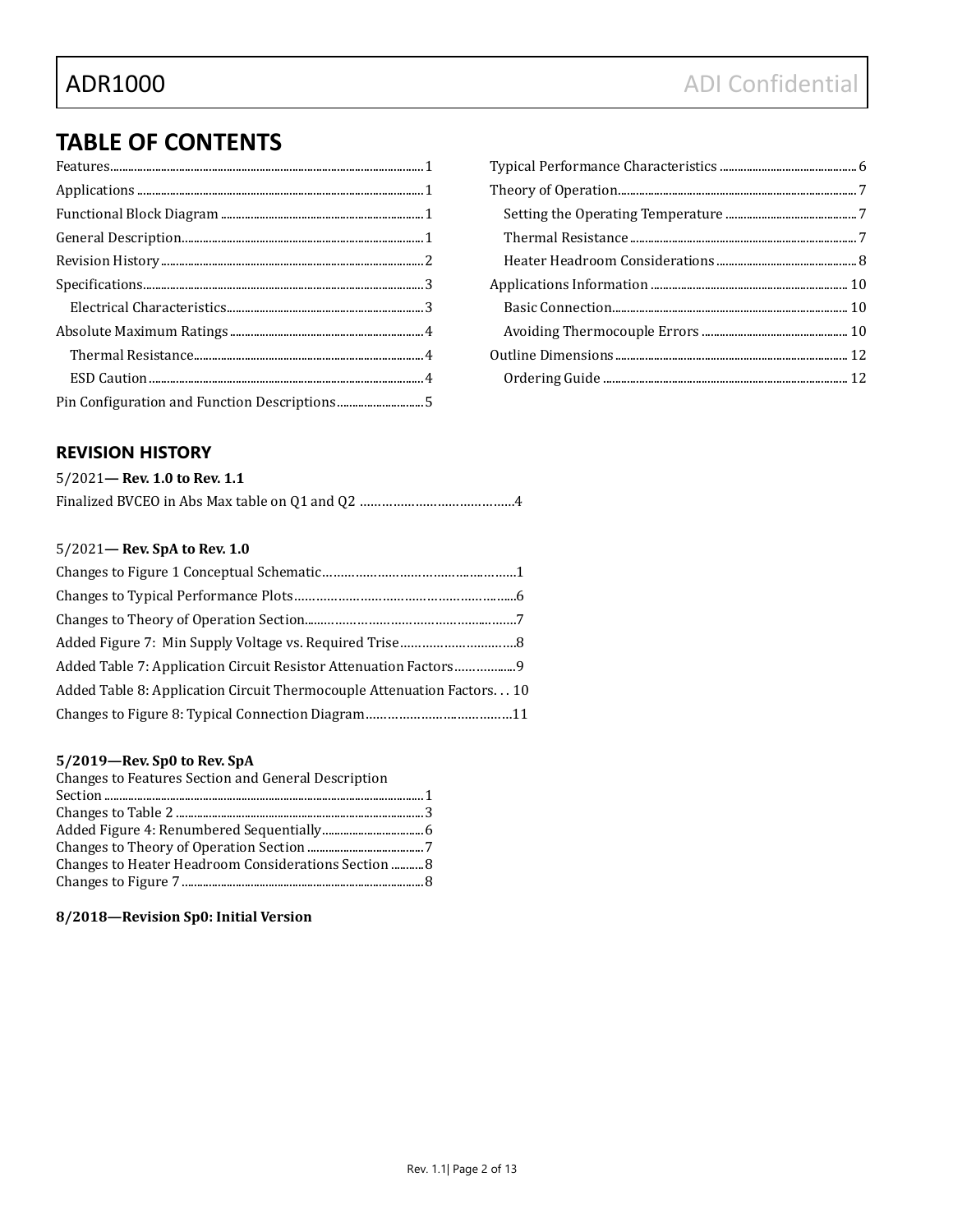## TABLE OF CONTENTS

Features ........ 1
Applications ........ 1
Functional Block Diagram ........ 1
General Description ........ 1
Revision History ........ 2
Specifications ........ 3
  Electrical Characteristics ........ 3
Absolute Maximum Ratings ........ 4
  Thermal Resistance ........ 4
  ESD Caution ........ 4
Pin Configuration and Function Descriptions ........ 5
Typical Performance Characteristics ........ 6
Theory of Operation ........ 7
  Setting the Operating Temperature ........ 7
  Thermal Resistance ........ 7
  Heater Headroom Considerations ........ 8
Applications Information ........ 10
  Basic Connection ........ 10
  Avoiding Thermocouple Errors ........ 10
Outline Dimensions ........ 12
  Ordering Guide ........ 12

### REVISION HISTORY

5/2021— **Rev. 1.0 to Rev. 1.1**

Finalized BVCEO in Abs Max table on Q1 and Q2 ........ 4

5/2021— **Rev. SpA to Rev. 1.0**

Changes to Figure 1 Conceptual Schematic ........ 1
Changes to Typical Performance Plots ........ 6
Changes to Theory of Operation Section ........ 7
Added Figure 7: Min Supply Voltage vs. Required Trise ........ 8
Added Table 7: Application Circuit Resistor Attenuation Factors ........ 9
Added Table 8: Application Circuit Thermocouple Attenuation Factors ........ 10
Changes to Figure 8: Typical Connection Diagram ........ 11

**5/2019—Rev. Sp0 to Rev. SpA**

Changes to Features Section and General Description Section ........ 1
Changes to Table 2 ........ 3
Added Figure 4: Renumbered Sequentially ........ 6
Changes to Theory of Operation Section ........ 7
Changes to Heater Headroom Considerations Section ........ 8
Changes to Figure 7 ........ 8

**8/2018—Revision Sp0: Initial Version**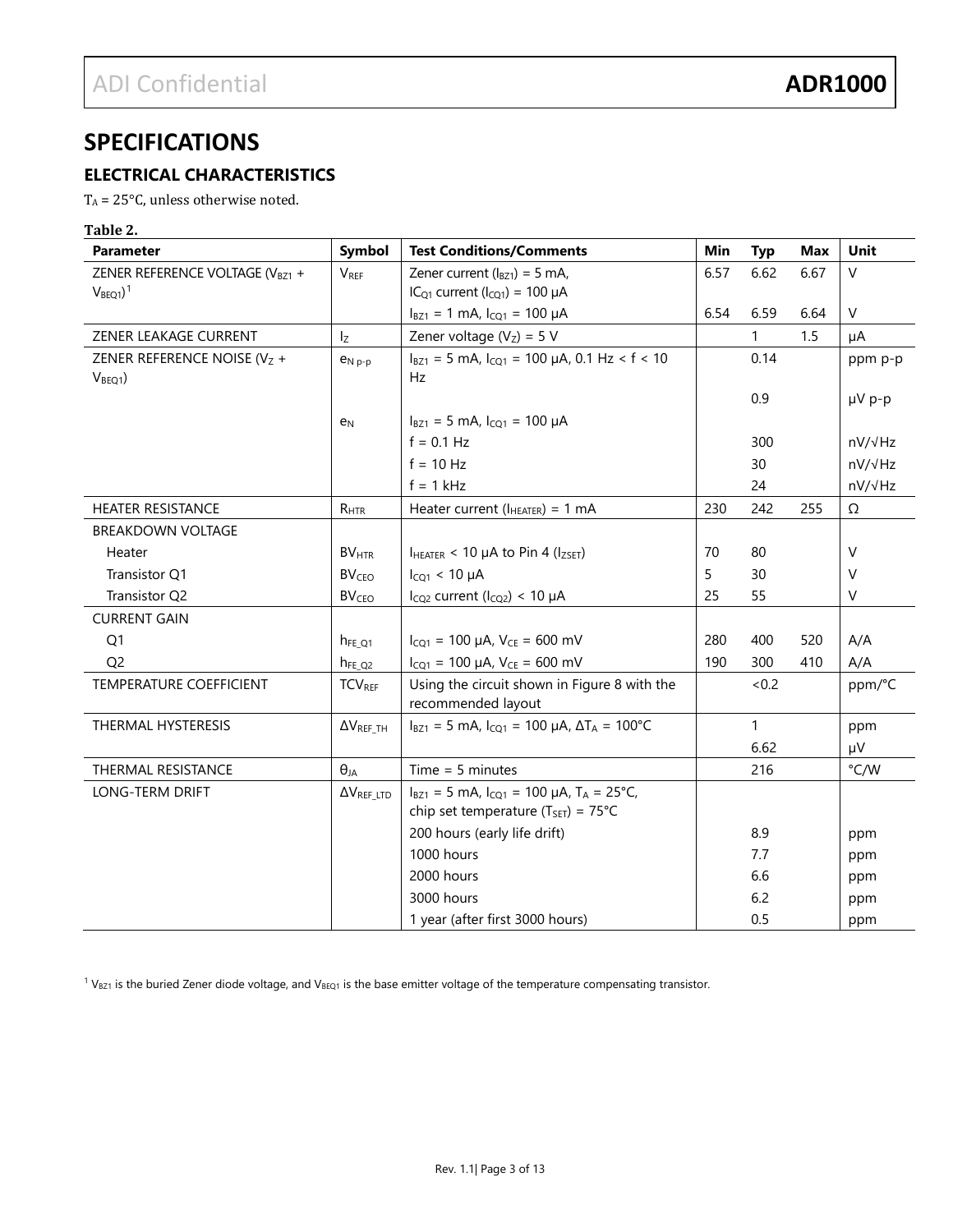## SPECIFICATIONS

### ELECTRICAL CHARACTERISTICS

$T_A$ = 25°C, unless otherwise noted.

**Table 2.**

| Parameter | Symbol | Test Conditions/Comments | Min | Typ | Max | Unit |
|---|---|---|---|---|---|---|
| ZENER REFERENCE VOLTAGE ($V_{BZ1}$ + $V_{BEQ1}$)[1] | $V_{REF}$ | Zener current ($I_{BZ1}$) = 5 mA, $IC_{Q1}$ current ($I_{CQ1}$) = 100 µA | 6.57 | 6.62 | 6.67 | V |
| | | $I_{BZ1}$ = 1 mA, $I_{CQ1}$ = 100 µA | 6.54 | 6.59 | 6.64 | V |
| ZENER LEAKAGE CURRENT | $I_Z$ | Zener voltage ($V_Z$) = 5 V | | 1 | 1.5 | µA |
| ZENER REFERENCE NOISE ($V_Z$ + $V_{BEQ1}$) | $e_{N\ p\text{-}p}$ | $I_{BZ1}$ = 5 mA, $I_{CQ1}$ = 100 µA, 0.1 Hz < f < 10 Hz | | 0.14 | | ppm p-p |
| | | | | 0.9 | | µV p-p |
| | $e_N$ | $I_{BZ1}$ = 5 mA, $I_{CQ1}$ = 100 µA | | | | |
| | | f = 0.1 Hz | | 300 | | nV/√Hz |
| | | f = 10 Hz | | 30 | | nV/√Hz |
| | | f = 1 kHz | | 24 | | nV/√Hz |
| HEATER RESISTANCE | $R_{HTR}$ | Heater current ($I_{HEATER}$) = 1 mA | 230 | 242 | 255 | Ω |
| BREAKDOWN VOLTAGE | | | | | | |
| Heater | $BV_{HTR}$ | $I_{HEATER}$ < 10 µA to Pin 4 ($I_{ZSET}$) | 70 | 80 | | V |
| Transistor Q1 | $BV_{CEO}$ | $I_{CQ1}$ < 10 µA | 5 | 30 | | V |
| Transistor Q2 | $BV_{CEO}$ | $I_{CQ2}$ current ($I_{CQ2}$) < 10 µA | 25 | 55 | | V |
| CURRENT GAIN | | | | | | |
| Q1 | $h_{FE\_Q1}$ | $I_{CQ1}$ = 100 µA, $V_{CE}$ = 600 mV | 280 | 400 | 520 | A/A |
| Q2 | $h_{FE\_Q2}$ | $I_{CQ1}$ = 100 µA, $V_{CE}$ = 600 mV | 190 | 300 | 410 | A/A |
| TEMPERATURE COEFFICIENT | $TCV_{REF}$ | Using the circuit shown in Figure 8 with the recommended layout | | <0.2 | | ppm/°C |
| THERMAL HYSTERESIS | $\Delta V_{REF\_TH}$ | $I_{BZ1}$ = 5 mA, $I_{CQ1}$ = 100 µA, $\Delta T_A$ = 100°C | | 1 | | ppm |
| | | | | 6.62 | | µV |
| THERMAL RESISTANCE | $\theta_{JA}$ | Time = 5 minutes | | 216 | | °C/W |
| LONG-TERM DRIFT | $\Delta V_{REF\_LTD}$ | $I_{BZ1}$ = 5 mA, $I_{CQ1}$ = 100 µA, $T_A$ = 25°C, chip set temperature ($T_{SET}$) = 75°C | | | | |
| | | 200 hours (early life drift) | | 8.9 | | ppm |
| | | 1000 hours | | 7.7 | | ppm |
| | | 2000 hours | | 6.6 | | ppm |
| | | 3000 hours | | 6.2 | | ppm |
| | | 1 year (after first 3000 hours) | | 0.5 | | ppm |

[1] $V_{BZ1}$ is the buried Zener diode voltage, and $V_{BEQ1}$ is the base emitter voltage of the temperature compensating transistor.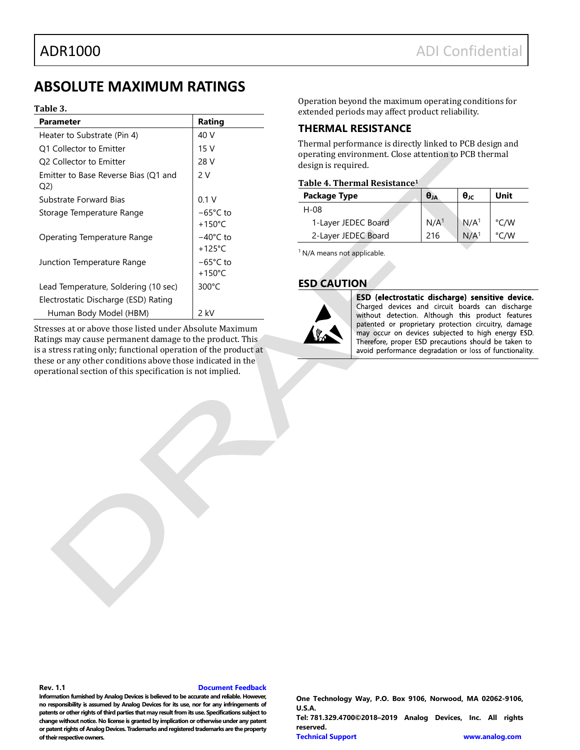## ABSOLUTE MAXIMUM RATINGS

**Table 3.**

| Parameter | Rating |
|---|---|
| Heater to Substrate (Pin 4) | 40 V |
| Q1 Collector to Emitter | 15 V |
| Q2 Collector to Emitter | 28 V |
| Emitter to Base Reverse Bias (Q1 and Q2) | 2 V |
| Substrate Forward Bias | 0.1 V |
| Storage Temperature Range | −65°C to +150°C |
| Operating Temperature Range | −40°C to +125°C |
| Junction Temperature Range | −65°C to +150°C |
| Lead Temperature, Soldering (10 sec) | 300°C |
| Electrostatic Discharge (ESD) Rating | |
| Human Body Model (HBM) | 2 kV |

Stresses at or above those listed under Absolute Maximum Ratings may cause permanent damage to the product. This is a stress rating only; functional operation of the product at these or any other conditions above those indicated in the operational section of this specification is not implied.

Operation beyond the maximum operating conditions for extended periods may affect product reliability.

## THERMAL RESISTANCE

Thermal performance is directly linked to PCB design and operating environment. Close attention to PCB thermal design is required.

**Table 4. Thermal Resistance[1]**

| Package Type | $\theta_{JA}$ | $\theta_{JC}$ | Unit |
|---|---|---|---|
| H-08 | | | |
| 1-Layer JEDEC Board | N/A[1] | N/A[1] | °C/W |
| 2-Layer JEDEC Board | 216 | N/A[1] | °C/W |

[1] N/A means not applicable.

## ESD CAUTION

**ESD (electrostatic discharge) sensitive device.** Charged devices and circuit boards can discharge without detection. Although this product features patented or proprietary protection circuitry, damage may occur on devices subjected to high energy ESD. Therefore, proper ESD precautions should be taken to avoid performance degradation or loss of functionality.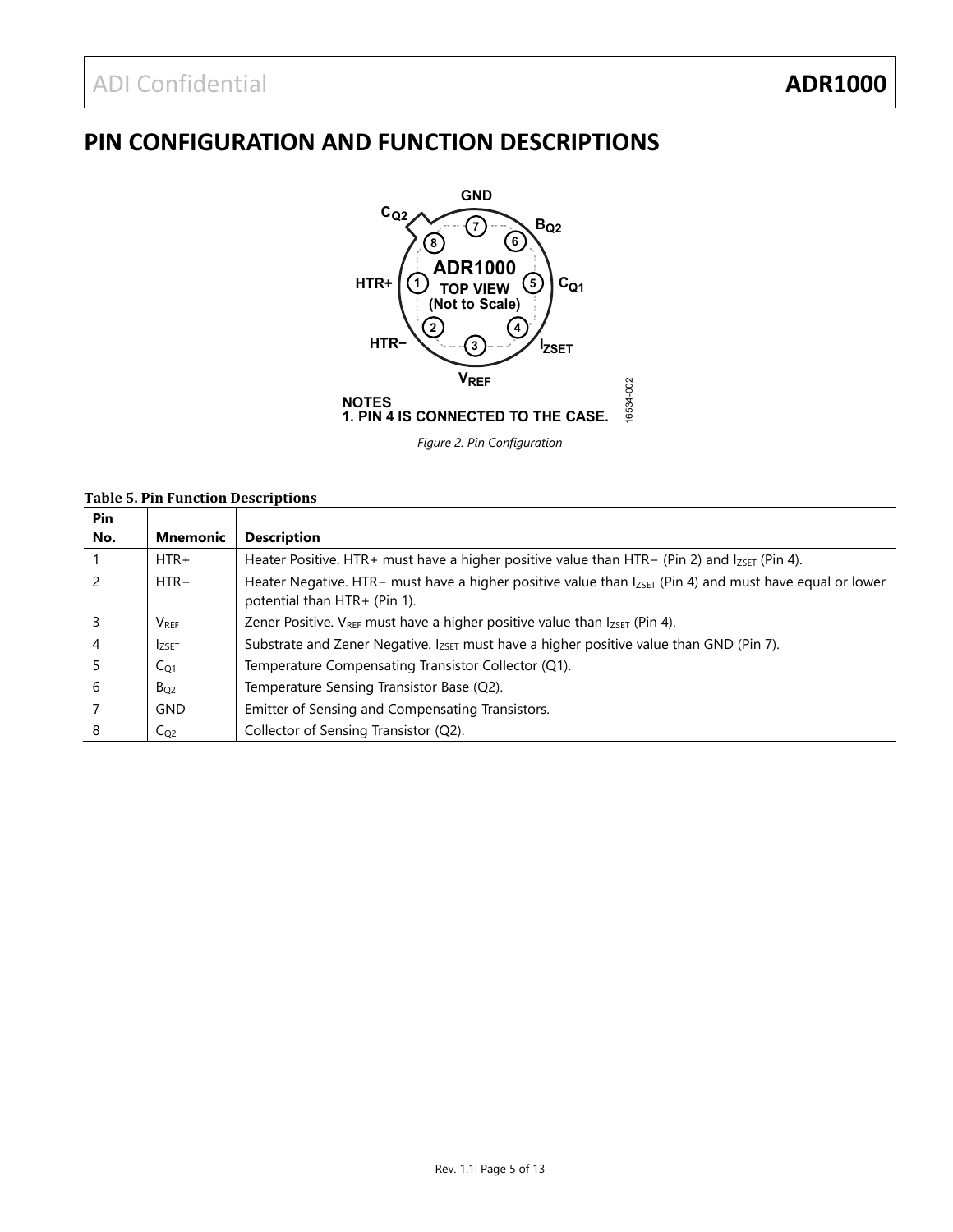# PIN CONFIGURATION AND FUNCTION DESCRIPTIONS

GND

$C_{Q2}$ 8, 7, 6 $B_{Q2}$

HTR+ 1 — ADR1000 TOP VIEW (Not to Scale) — 5 $C_{Q1}$

HTR− 2, 3, 4 $I_{ZSET}$

$V_{REF}$

NOTES
1. PIN 4 IS CONNECTED TO THE CASE.

*Figure 2. Pin Configuration*

**Table 5. Pin Function Descriptions**

| Pin No. | Mnemonic | Description |
|---|---|---|
| 1 | HTR+ | Heater Positive. HTR+ must have a higher positive value than HTR− (Pin 2) and $I_{ZSET}$ (Pin 4). |
| 2 | HTR− | Heater Negative. HTR− must have a higher positive value than $I_{ZSET}$ (Pin 4) and must have equal or lower potential than HTR+ (Pin 1). |
| 3 | $V_{REF}$ | Zener Positive. $V_{REF}$ must have a higher positive value than $I_{ZSET}$ (Pin 4). |
| 4 | $I_{ZSET}$ | Substrate and Zener Negative. $I_{ZSET}$ must have a higher positive value than GND (Pin 7). |
| 5 | $C_{Q1}$ | Temperature Compensating Transistor Collector (Q1). |
| 6 | $B_{Q2}$ | Temperature Sensing Transistor Base (Q2). |
| 7 | GND | Emitter of Sensing and Compensating Transistors. |
| 8 | $C_{Q2}$ | Collector of Sensing Transistor (Q2). |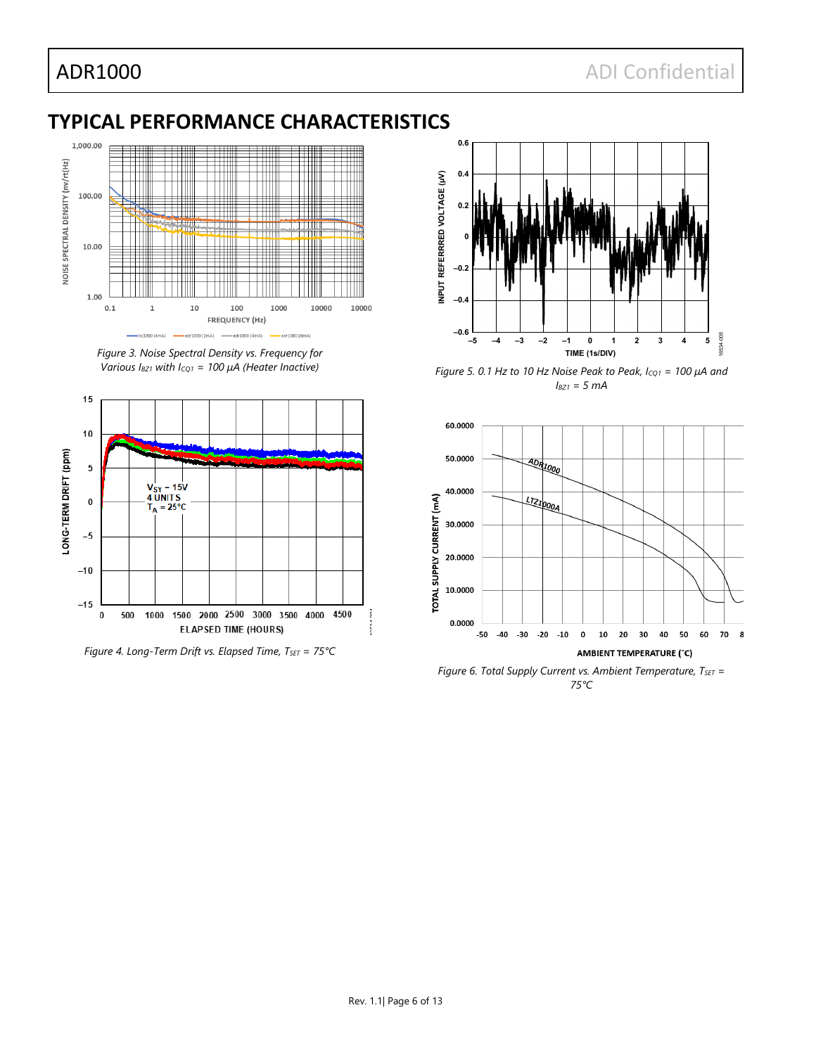## TYPICAL PERFORMANCE CHARACTERISTICS

Figure 3. Noise Spectral Density vs. Frequency for Various $I_{BZ1}$ with $I_{CQ1}$ = 100 µA (Heater Inactive)

Figure 4. Long-Term Drift vs. Elapsed Time, $T_{SET}$ = 75°C

Figure 5. 0.1 Hz to 10 Hz Noise Peak to Peak, $I_{CQ1}$ = 100 µA and $I_{BZ1}$ = 5 mA

Figure 6. Total Supply Current vs. Ambient Temperature, $T_{SET}$ = 75°C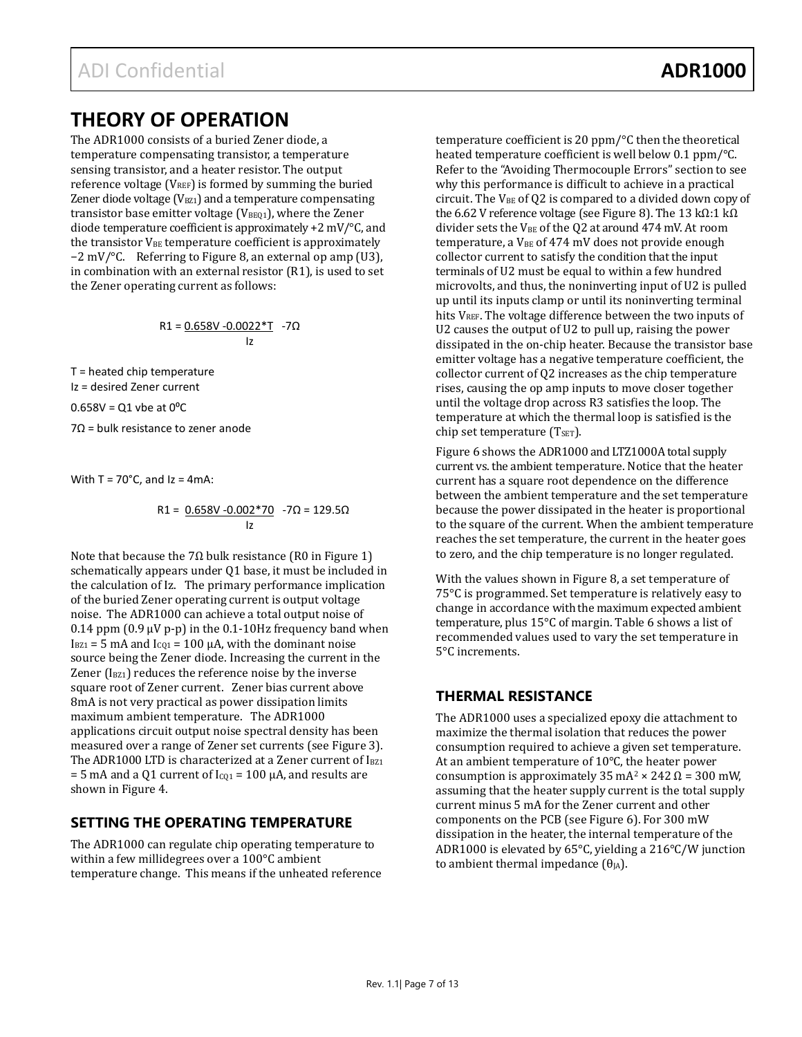## THEORY OF OPERATION

The ADR1000 consists of a buried Zener diode, a temperature compensating transistor, a temperature sensing transistor, and a heater resistor. The output reference voltage ($V_{REF}$) is formed by summing the buried Zener diode voltage ($V_{BZ1}$) and a temperature compensating transistor base emitter voltage ($V_{BEQ1}$), where the Zener diode temperature coefficient is approximately +2 mV/°C, and the transistor $V_{BE}$ temperature coefficient is approximately −2 mV/°C. Referring to Figure 8, an external op amp (U3), in combination with an external resistor (R1), is used to set the Zener operating current as follows:

$$R1 = \frac{0.658V - 0.0022*T}{Iz} - 7\Omega$$

T = heated chip temperature

Iz = desired Zener current

0.658V = Q1 vbe at 0°C

7Ω = bulk resistance to zener anode

With T = 70°C, and Iz = 4mA:

$$R1 = \frac{0.658V - 0.002*70}{Iz} - 7\Omega = 129.5\Omega$$

Note that because the 7Ω bulk resistance (R0 in Figure 1) schematically appears under Q1 base, it must be included in the calculation of Iz. The primary performance implication of the buried Zener operating current is output voltage noise. The ADR1000 can achieve a total output noise of 0.14 ppm (0.9 µV p-p) in the 0.1-10Hz frequency band when $I_{BZ1}$ = 5 mA and $I_{CQ1}$ = 100 µA, with the dominant noise source being the Zener diode. Increasing the current in the Zener ($I_{BZ1}$) reduces the reference noise by the inverse square root of Zener current. Zener bias current above 8mA is not very practical as power dissipation limits maximum ambient temperature. The ADR1000 applications circuit output noise spectral density has been measured over a range of Zener set currents (see Figure 3). The ADR1000 LTD is characterized at a Zener current of $I_{BZ1}$ = 5 mA and a Q1 current of $I_{CQ1}$ = 100 µA, and results are shown in Figure 4.

### SETTING THE OPERATING TEMPERATURE

The ADR1000 can regulate chip operating temperature to within a few millidegrees over a 100°C ambient temperature change. This means if the unheated reference temperature coefficient is 20 ppm/°C then the theoretical heated temperature coefficient is well below 0.1 ppm/°C. Refer to the "Avoiding Thermocouple Errors" section to see why this performance is difficult to achieve in a practical circuit. The $V_{BE}$ of Q2 is compared to a divided down copy of the 6.62 V reference voltage (see Figure 8). The 13 kΩ:1 kΩ divider sets the $V_{BE}$ of the Q2 at around 474 mV. At room temperature, a $V_{BE}$ of 474 mV does not provide enough collector current to satisfy the condition that the input terminals of U2 must be equal to within a few hundred microvolts, and thus, the noninverting input of U2 is pulled up until its inputs clamp or until its noninverting terminal hits $V_{REF}$. The voltage difference between the two inputs of U2 causes the output of U2 to pull up, raising the power dissipated in the on-chip heater. Because the transistor base emitter voltage has a negative temperature coefficient, the collector current of Q2 increases as the chip temperature rises, causing the op amp inputs to move closer together until the voltage drop across R3 satisfies the loop. The temperature at which the thermal loop is satisfied is the chip set temperature ($T_{SET}$).

Figure 6 shows the ADR1000 and LTZ1000A total supply current vs. the ambient temperature. Notice that the heater current has a square root dependence on the difference between the ambient temperature and the set temperature because the power dissipated in the heater is proportional to the square of the current. When the ambient temperature reaches the set temperature, the current in the heater goes to zero, and the chip temperature is no longer regulated.

With the values shown in Figure 8, a set temperature of 75°C is programmed. Set temperature is relatively easy to change in accordance with the maximum expected ambient temperature, plus 15°C of margin. Table 6 shows a list of recommended values used to vary the set temperature in 5°C increments.

### THERMAL RESISTANCE

The ADR1000 uses a specialized epoxy die attachment to maximize the thermal isolation that reduces the power consumption required to achieve a given set temperature. At an ambient temperature of 10°C, the heater power consumption is approximately 35 $mA^2$ × 242 Ω = 300 mW, assuming that the heater supply current is the total supply current minus 5 mA for the Zener current and other components on the PCB (see Figure 6). For 300 mW dissipation in the heater, the internal temperature of the ADR1000 is elevated by 65°C, yielding a 216°C/W junction to ambient thermal impedance ($\theta_{JA}$).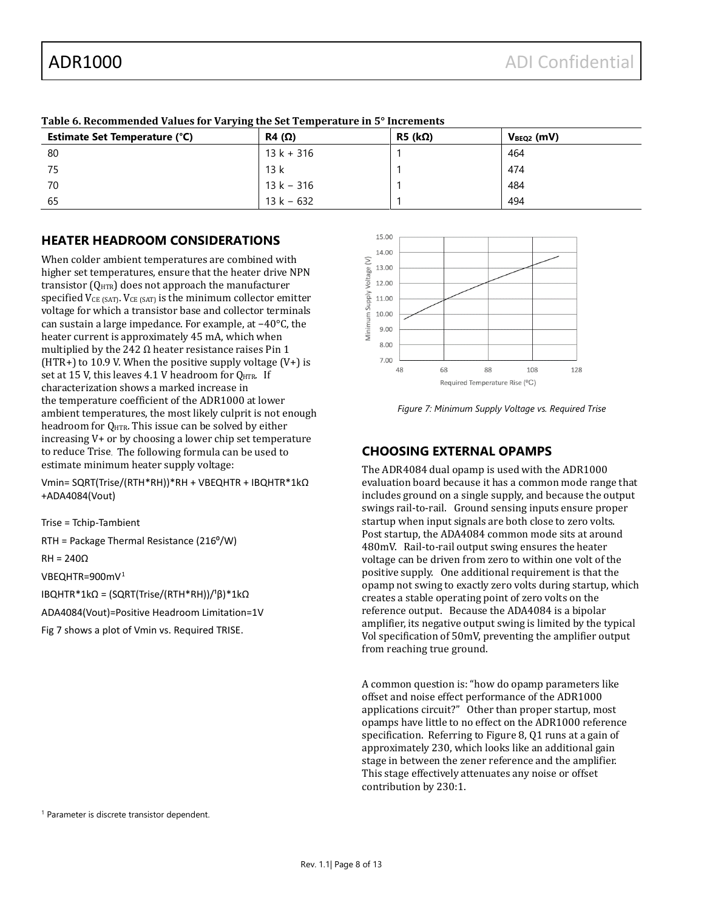**Table 6. Recommended Values for Varying the Set Temperature in 5° Increments**

| Estimate Set Temperature (°C) | R4 (Ω) | R5 (kΩ) | $V_{BEQ2}$ (mV) |
|---|---|---|---|
| 80 | 13 k + 316 | 1 | 464 |
| 75 | 13 k | 1 | 474 |
| 70 | 13 k − 316 | 1 | 484 |
| 65 | 13 k − 632 | 1 | 494 |

## HEATER HEADROOM CONSIDERATIONS

When colder ambient temperatures are combined with higher set temperatures, ensure that the heater drive NPN transistor ($Q_{HTR}$) does not approach the manufacturer specified $V_{CE\ (SAT)}$. $V_{CE\ (SAT)}$ is the minimum collector emitter voltage for which a transistor base and collector terminals can sustain a large impedance. For example, at −40°C, the heater current is approximately 45 mA, which when multiplied by the 242 Ω heater resistance raises Pin 1 (HTR+) to 10.9 V. When the positive supply voltage (V+) is set at 15 V, this leaves 4.1 V headroom for $Q_{HTR}$. If characterization shows a marked increase in the temperature coefficient of the ADR1000 at lower ambient temperatures, the most likely culprit is not enough headroom for $Q_{HTR}$. This issue can be solved by either increasing V+ or by choosing a lower chip set temperature to reduce Trise. The following formula can be used to estimate minimum heater supply voltage:

Vmin= SQRT(Trise/(RTH*RH))*RH + VBEQHTR + IBQHTR*1kΩ +ADA4084(Vout)

Trise = Tchip-Tambient

RTH = Package Thermal Resistance (216⁰/W)

RH = 240Ω

VBEQHTR=900mV[1]

IBQHTR*1kΩ = (SQRT(Trise/(RTH*RH))/[1]β)*1kΩ

ADA4084(Vout)=Positive Headroom Limitation=1V

Fig 7 shows a plot of Vmin vs. Required TRISE.

*Figure 7: Minimum Supply Voltage vs. Required Trise*

## CHOOSING EXTERNAL OPAMPS

The ADR4084 dual opamp is used with the ADR1000 evaluation board because it has a common mode range that includes ground on a single supply, and because the output swings rail-to-rail. Ground sensing inputs ensure proper startup when input signals are both close to zero volts. Post startup, the ADA4084 common mode sits at around 480mV. Rail-to-rail output swing ensures the heater voltage can be driven from zero to within one volt of the positive supply. One additional requirement is that the opamp not swing to exactly zero volts during startup, which creates a stable operating point of zero volts on the reference output. Because the ADA4084 is a bipolar amplifier, its negative output swing is limited by the typical Vol specification of 50mV, preventing the amplifier output from reaching true ground.

A common question is: "how do opamp parameters like offset and noise effect performance of the ADR1000 applications circuit?" Other than proper startup, most opamps have little to no effect on the ADR1000 reference specification. Referring to Figure 8, Q1 runs at a gain of approximately 230, which looks like an additional gain stage in between the zener reference and the amplifier. This stage effectively attenuates any noise or offset contribution by 230:1.

[1] Parameter is discrete transistor dependent.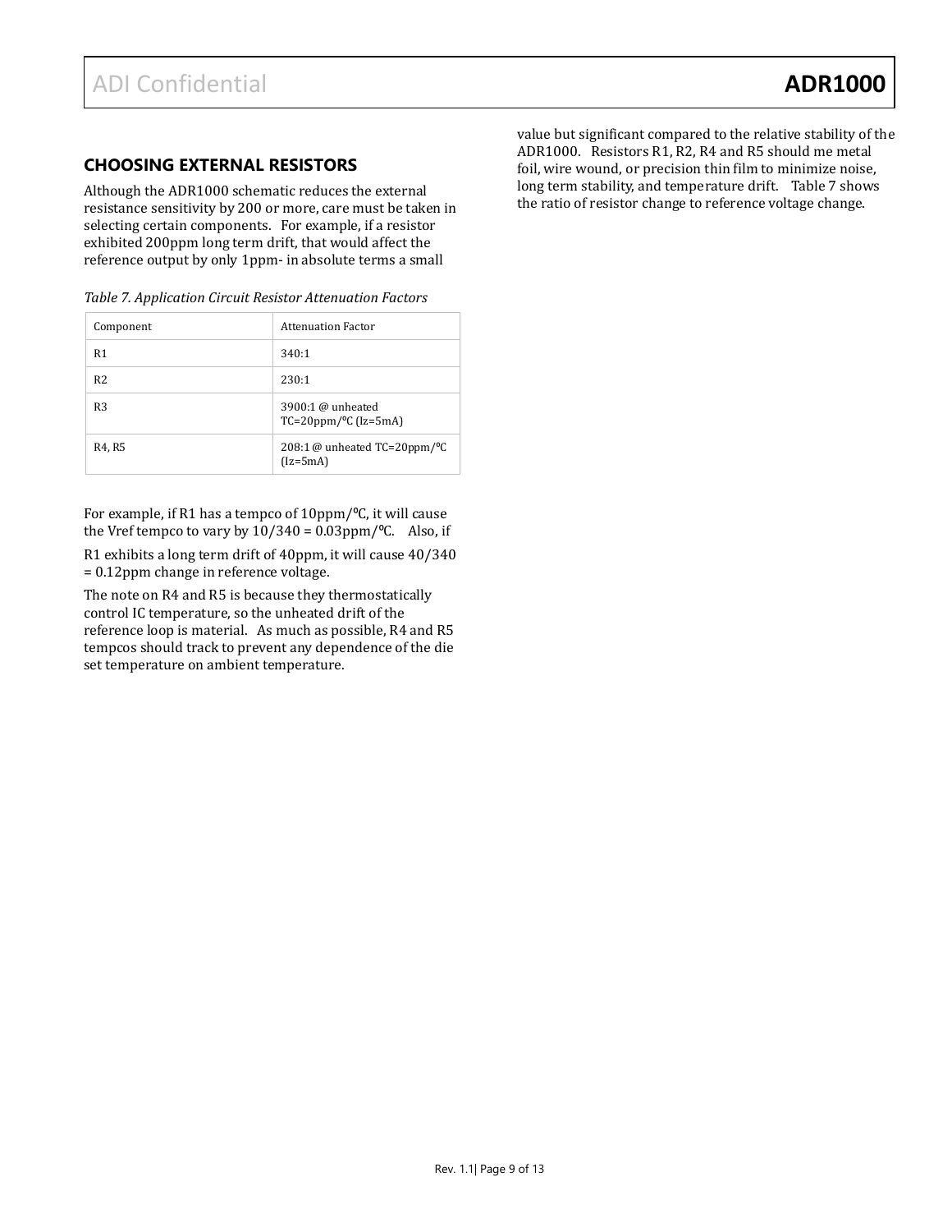## CHOOSING EXTERNAL RESISTORS

Although the ADR1000 schematic reduces the external resistance sensitivity by 200 or more, care must be taken in selecting certain components. For example, if a resistor exhibited 200ppm long term drift, that would affect the reference output by only 1ppm- in absolute terms a small value but significant compared to the relative stability of the ADR1000. Resistors R1, R2, R4 and R5 should me metal foil, wire wound, or precision thin film to minimize noise, long term stability, and temperature drift. Table 7 shows the ratio of resistor change to reference voltage change.

*Table 7. Application Circuit Resistor Attenuation Factors*

| Component | Attenuation Factor |
| --- | --- |
| R1 | 340:1 |
| R2 | 230:1 |
| R3 | 3900:1 @ unheated TC=20ppm/°C (Iz=5mA) |
| R4, R5 | 208:1 @ unheated TC=20ppm/°C (Iz=5mA) |

For example, if R1 has a tempco of 10ppm/°C, it will cause the Vref tempco to vary by 10/340 = 0.03ppm/°C. Also, if R1 exhibits a long term drift of 40ppm, it will cause 40/340 = 0.12ppm change in reference voltage.

The note on R4 and R5 is because they thermostatically control IC temperature, so the unheated drift of the reference loop is material. As much as possible, R4 and R5 tempcos should track to prevent any dependence of the die set temperature on ambient temperature.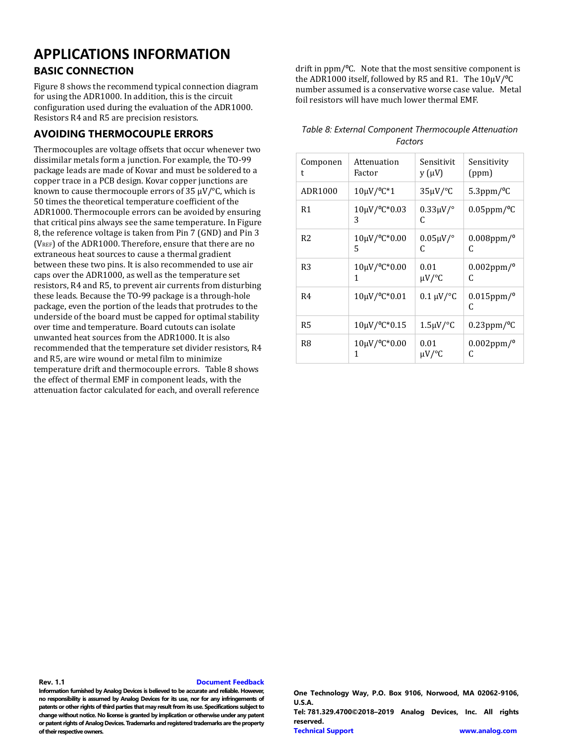# APPLICATIONS INFORMATION

## BASIC CONNECTION

Figure 8 shows the recommend typical connection diagram for using the ADR1000. In addition, this is the circuit configuration used during the evaluation of the ADR1000. Resistors R4 and R5 are precision resistors.

## AVOIDING THERMOCOUPLE ERRORS

Thermocouples are voltage offsets that occur whenever two dissimilar metals form a junction. For example, the TO-99 package leads are made of Kovar and must be soldered to a copper trace in a PCB design. Kovar copper junctions are known to cause thermocouple errors of 35 µV/°C, which is 50 times the theoretical temperature coefficient of the ADR1000. Thermocouple errors can be avoided by ensuring that critical pins always see the same temperature. In Figure 8, the reference voltage is taken from Pin 7 (GND) and Pin 3 ($V_{REF}$) of the ADR1000. Therefore, ensure that there are no extraneous heat sources to cause a thermal gradient between these two pins. It is also recommended to use air caps over the ADR1000, as well as the temperature set resistors, R4 and R5, to prevent air currents from disturbing these leads. Because the TO-99 package is a through-hole package, even the portion of the leads that protrudes to the underside of the board must be capped for optimal stability over time and temperature. Board cutouts can isolate unwanted heat sources from the ADR1000. It is also recommended that the temperature set divider resistors, R4 and R5, are wire wound or metal film to minimize temperature drift and thermocouple errors. Table 8 shows the effect of thermal EMF in component leads, with the attenuation factor calculated for each, and overall reference drift in ppm/°C. Note that the most sensitive component is the ADR1000 itself, followed by R5 and R1. The 10µV/°C number assumed is a conservative worse case value. Metal foil resistors will have much lower thermal EMF.

*Table 8: External Component Thermocouple Attenuation Factors*

| Component | Attenuation Factor | Sensitivity (µV) | Sensitivity (ppm) |
|---|---|---|---|
| ADR1000 | 10µV/°C*1 | 35µV/°C | 5.3ppm/°C |
| R1 | 10µV/°C*0.033 | 0.33µV/°C | 0.05ppm/°C |
| R2 | 10µV/°C*0.005 | 0.05µV/°C | 0.008ppm/°C |
| R3 | 10µV/°C*0.001 | 0.01 µV/°C | 0.002ppm/°C |
| R4 | 10µV/°C*0.01 | 0.1 µV/°C | 0.015ppm/°C |
| R5 | 10µV/°C*0.15 | 1.5µV/°C | 0.23ppm/°C |
| R8 | 10µV/°C*0.001 | 0.01 µV/°C | 0.002ppm/°C |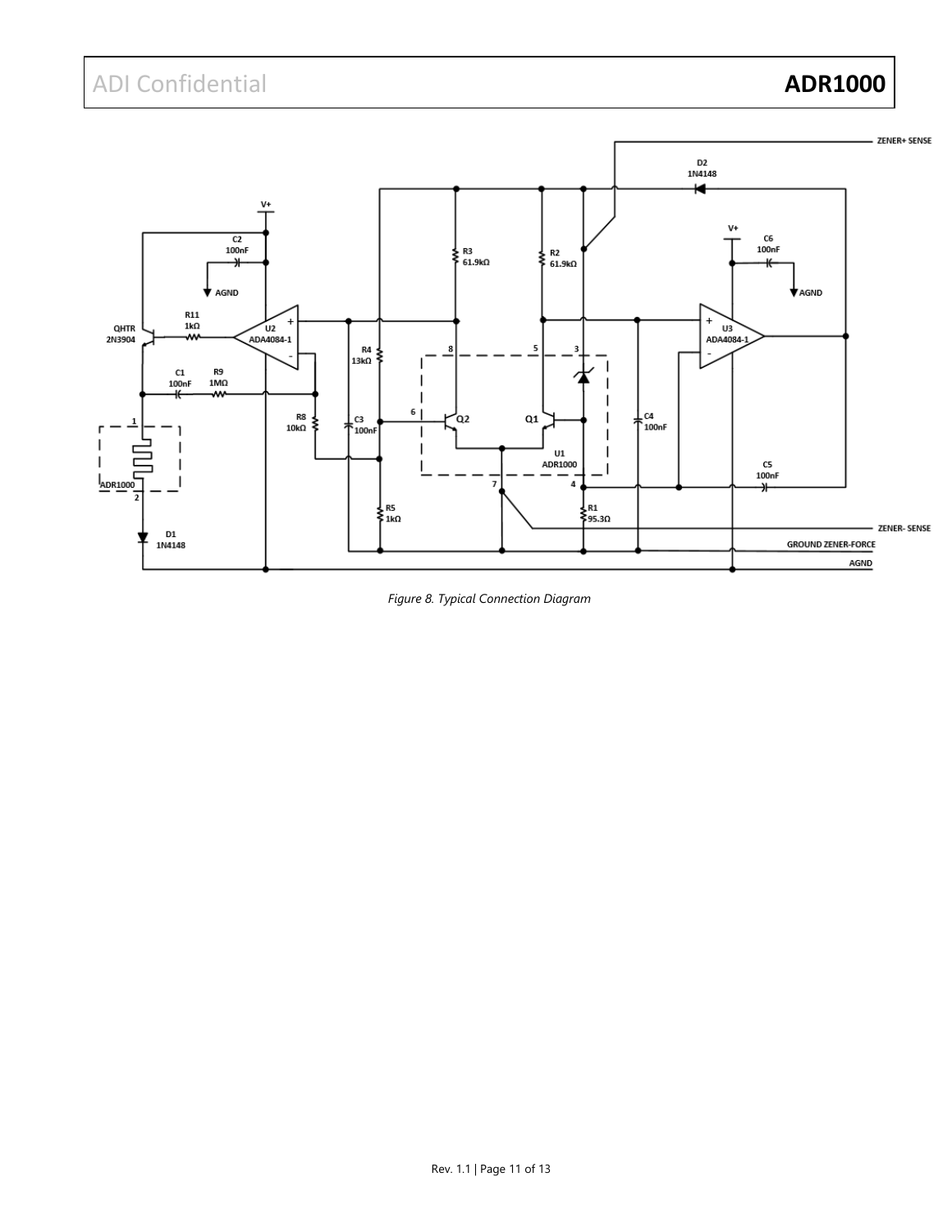*Figure 8. Typical Connection Diagram*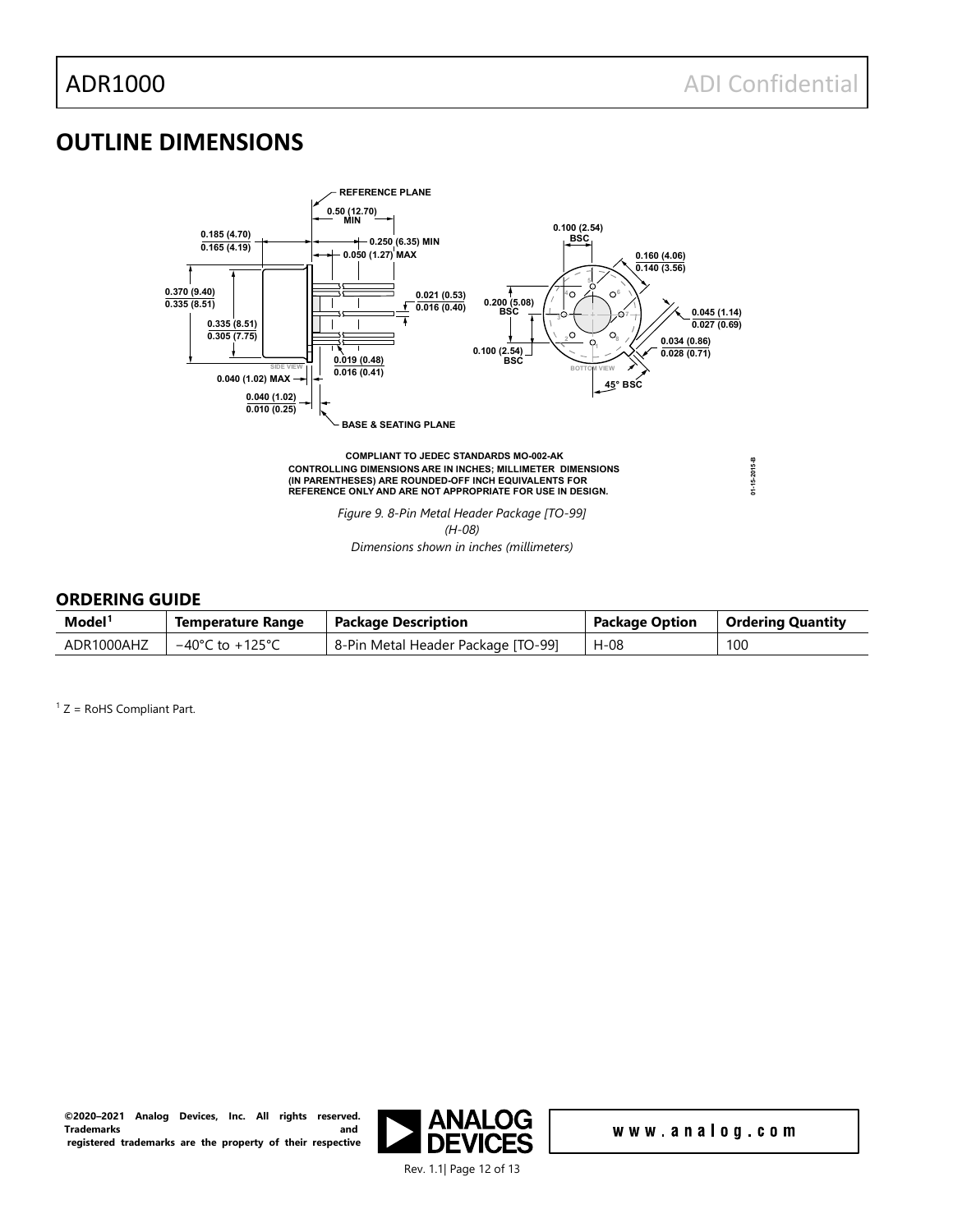## OUTLINE DIMENSIONS

COMPLIANT TO JEDEC STANDARDS MO-002-AK
CONTROLLING DIMENSIONS ARE IN INCHES; MILLIMETER DIMENSIONS (IN PARENTHESES) ARE ROUNDED-OFF INCH EQUIVALENTS FOR REFERENCE ONLY AND ARE NOT APPROPRIATE FOR USE IN DESIGN.

*Figure 9. 8-Pin Metal Header Package [TO-99] (H-08)*
*Dimensions shown in inches (millimeters)*

### ORDERING GUIDE

| Model[1] | Temperature Range | Package Description | Package Option | Ordering Quantity |
|---|---|---|---|---|
| ADR1000AHZ | −40°C to +125°C | 8-Pin Metal Header Package [TO-99] | H-08 | 100 |

[1] Z = RoHS Compliant Part.

©2020–2021 Analog Devices, Inc. All rights reserved. Trademarks and registered trademarks are the property of their respective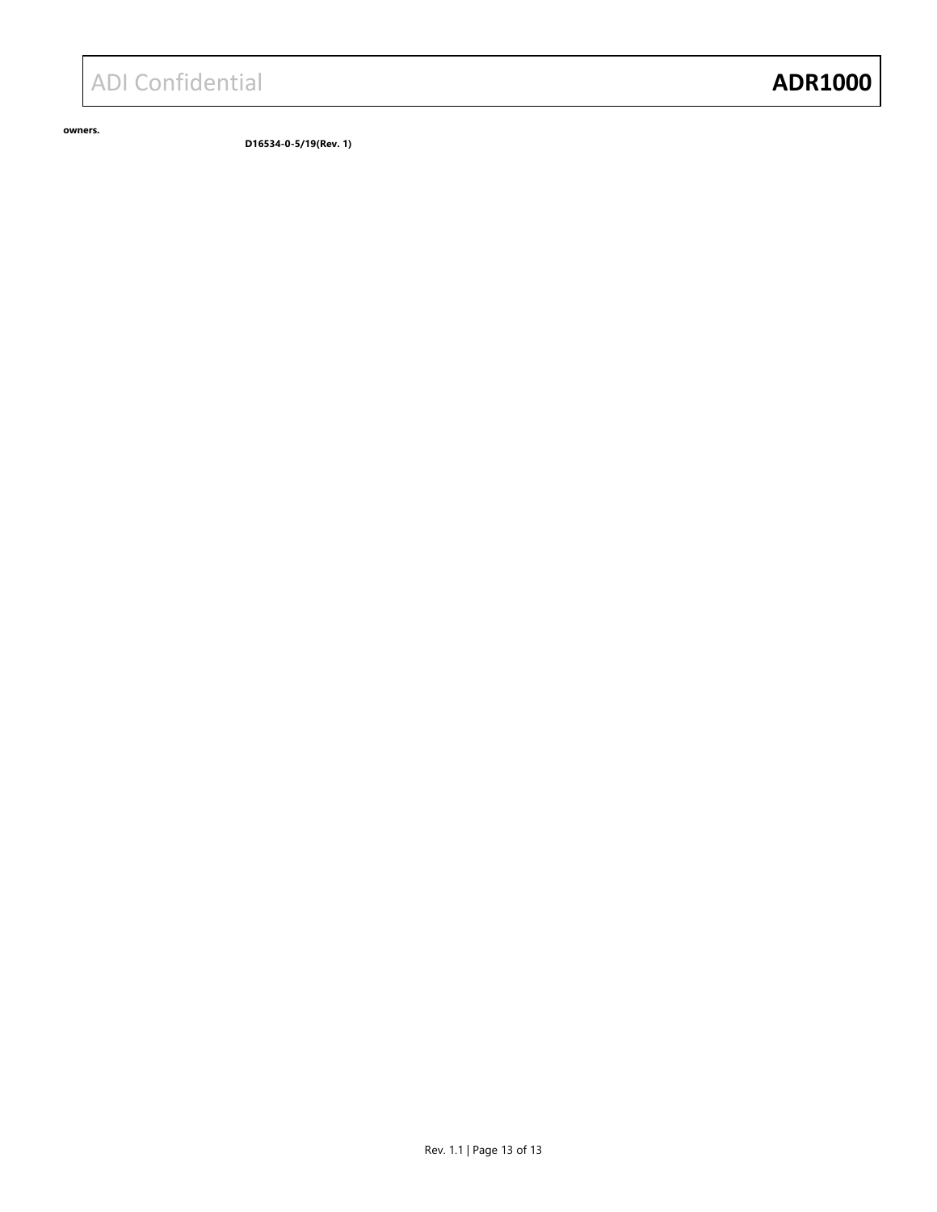**owners.**

**D16534-0-5/19(Rev. 1)**